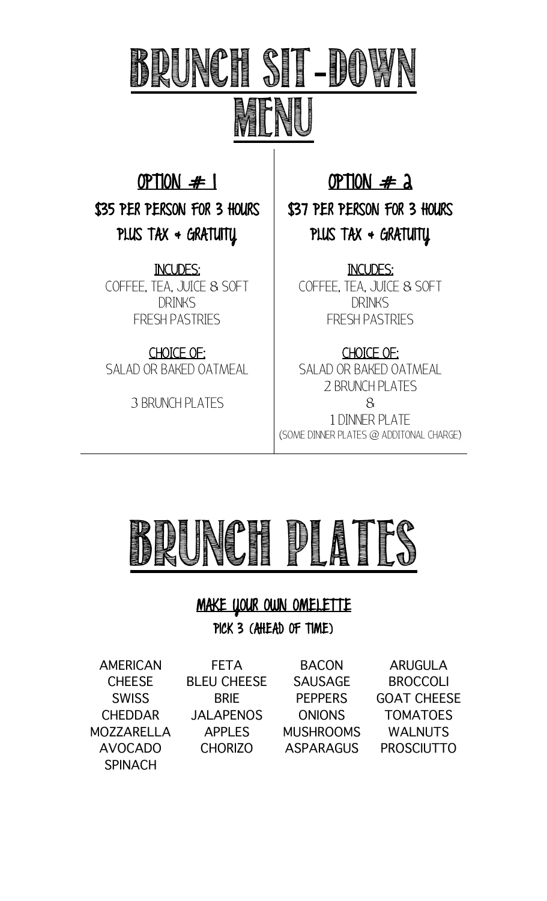# BRUNCH SIT-DOWN MENU

## OPTION # 1

### $35 PER PERSON FOR 3 HOURS PLUS TAX + GRATUITY

INCUDES:
COFFEE, TEA, JUICE & SOFT DRINKS
FRESH PASTRIES

CHOICE OF:
SALAD OR BAKED OATMEAL

3 BRUNCH PLATES

## OPTION # 2

### $37 PER PERSON FOR 3 HOURS PLUS TAX + GRATUITY

INCUDES:
COFFEE, TEA, JUICE & SOFT DRINKS
FRESH PASTRIES

CHOICE OF:
SALAD OR BAKED OATMEAL
2 BRUNCH PLATES
&
1 DINNER PLATE
(SOME DINNER PLATES @ ADDITONAL CHARGE)

# BRUNCH PLATES

## MAKE YOUR OWN OMELETTE

PICK 3 (AHEAD OF TIME)

| | | | |
|---|---|---|---|
| AMERICAN CHEESE | FETA | BACON | ARUGULA |
| SWISS | BLEU CHEESE | SAUSAGE | BROCCOLI |
| CHEDDAR | BRIE | PEPPERS | GOAT CHEESE |
| MOZZARELLA | JALAPENOS | ONIONS | TOMATOES |
| AVOCADO | APPLES | MUSHROOMS | WALNUTS |
| SPINACH | CHORIZO | ASPARAGUS | PROSCIUTTO |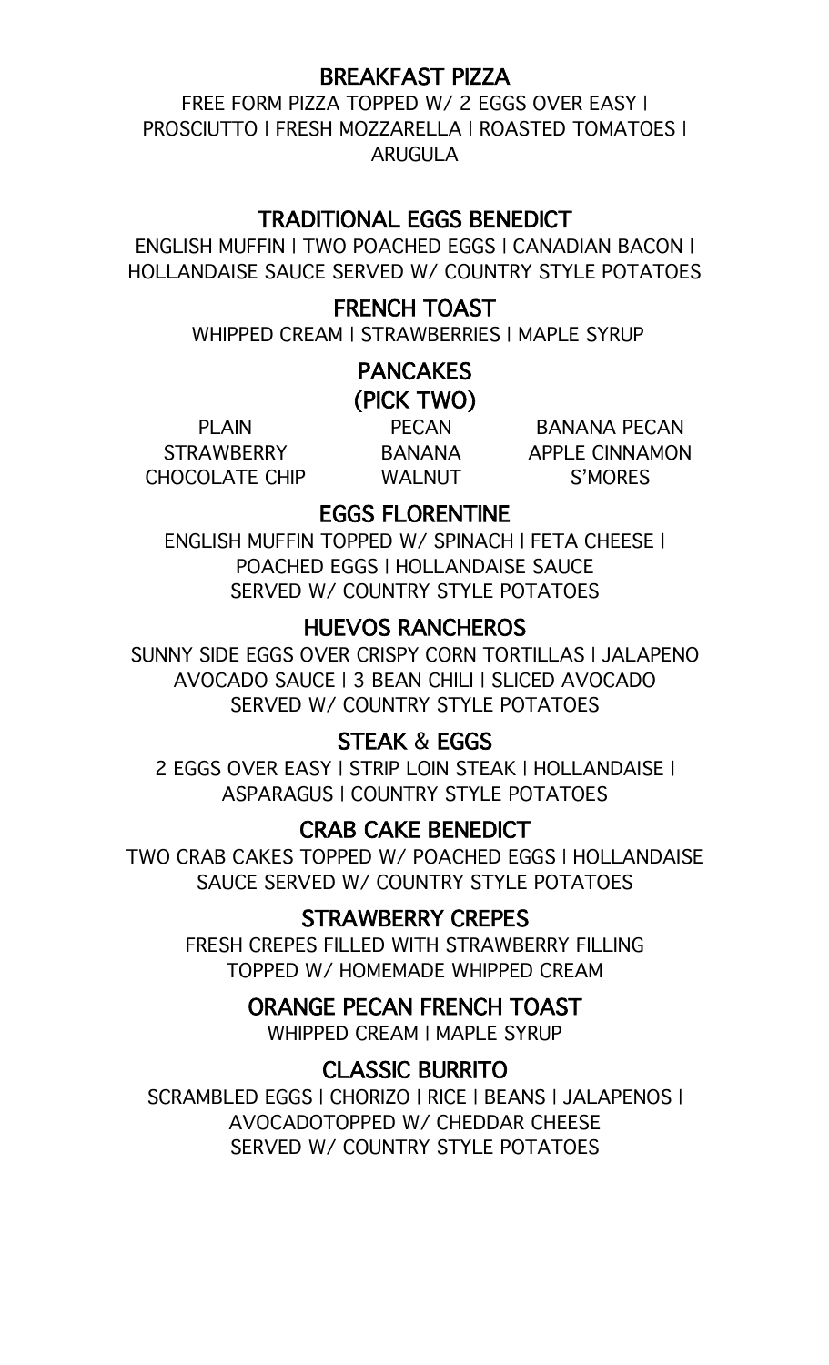## BREAKFAST PIZZA

FREE FORM PIZZA TOPPED W/ 2 EGGS OVER EASY | PROSCIUTTO | FRESH MOZZARELLA | ROASTED TOMATOES | ARUGULA

## TRADITIONAL EGGS BENEDICT

ENGLISH MUFFIN | TWO POACHED EGGS | CANADIAN BACON | HOLLANDAISE SAUCE SERVED W/ COUNTRY STYLE POTATOES

## FRENCH TOAST

WHIPPED CREAM | STRAWBERRIES | MAPLE SYRUP

## PANCAKES
## (PICK TWO)

| | | |
|---|---|---|
| PLAIN | PECAN | BANANA PECAN |
| STRAWBERRY | BANANA | APPLE CINNAMON |
| CHOCOLATE CHIP | WALNUT | S'MORES |

## EGGS FLORENTINE

ENGLISH MUFFIN TOPPED W/ SPINACH | FETA CHEESE | POACHED EGGS | HOLLANDAISE SAUCE
SERVED W/ COUNTRY STYLE POTATOES

## HUEVOS RANCHEROS

SUNNY SIDE EGGS OVER CRISPY CORN TORTILLAS | JALAPENO AVOCADO SAUCE | 3 BEAN CHILI | SLICED AVOCADO
SERVED W/ COUNTRY STYLE POTATOES

## STEAK & EGGS

2 EGGS OVER EASY | STRIP LOIN STEAK | HOLLANDAISE | ASPARAGUS | COUNTRY STYLE POTATOES

## CRAB CAKE BENEDICT

TWO CRAB CAKES TOPPED W/ POACHED EGGS | HOLLANDAISE SAUCE SERVED W/ COUNTRY STYLE POTATOES

## STRAWBERRY CREPES

FRESH CREPES FILLED WITH STRAWBERRY FILLING
TOPPED W/ HOMEMADE WHIPPED CREAM

## ORANGE PECAN FRENCH TOAST

WHIPPED CREAM | MAPLE SYRUP

## CLASSIC BURRITO

SCRAMBLED EGGS | CHORIZO | RICE | BEANS | JALAPENOS | AVOCADOTOPPED W/ CHEDDAR CHEESE
SERVED W/ COUNTRY STYLE POTATOES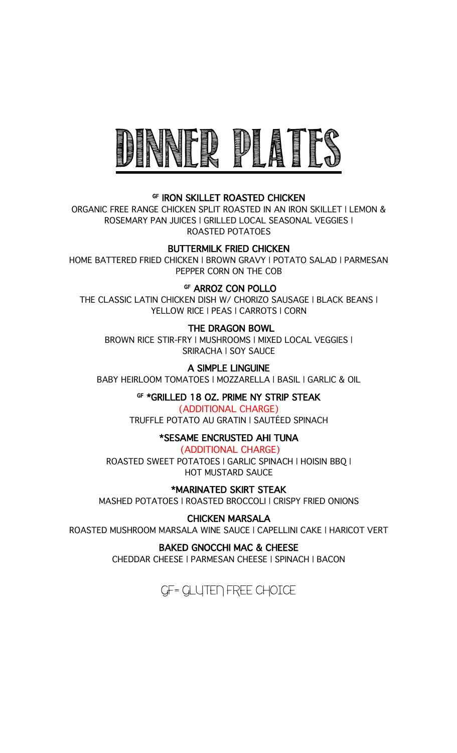# DINNER PLATES

**GF IRON SKILLET ROASTED CHICKEN**
ORGANIC FREE RANGE CHICKEN SPLIT ROASTED IN AN IRON SKILLET | LEMON & ROSEMARY PAN JUICES | GRILLED LOCAL SEASONAL VEGGIES | ROASTED POTATOES

**BUTTERMILK FRIED CHICKEN**
HOME BATTERED FRIED CHICKEN | BROWN GRAVY | POTATO SALAD | PARMESAN PEPPER CORN ON THE COB

**GF ARROZ CON POLLO**
THE CLASSIC LATIN CHICKEN DISH W/ CHORIZO SAUSAGE | BLACK BEANS | YELLOW RICE | PEAS | CARROTS | CORN

**THE DRAGON BOWL**
BROWN RICE STIR-FRY | MUSHROOMS | MIXED LOCAL VEGGIES | SRIRACHA | SOY SAUCE

**A SIMPLE LINGUINE**
BABY HEIRLOOM TOMATOES | MOZZARELLA | BASIL | GARLIC & OIL

**GF *GRILLED 18 OZ. PRIME NY STRIP STEAK**
(ADDITIONAL CHARGE)
TRUFFLE POTATO AU GRATIN | SAUTÉED SPINACH

***SESAME ENCRUSTED AHI TUNA**
(ADDITIONAL CHARGE)
ROASTED SWEET POTATOES | GARLIC SPINACH | HOISIN BBQ | HOT MUSTARD SAUCE

***MARINATED SKIRT STEAK**
MASHED POTATOES | ROASTED BROCCOLI | CRISPY FRIED ONIONS

**CHICKEN MARSALA**
ROASTED MUSHROOM MARSALA WINE SAUCE | CAPELLINI CAKE | HARICOT VERT

**BAKED GNOCCHI MAC & CHEESE**
CHEDDAR CHEESE | PARMESAN CHEESE | SPINACH | BACON

GF= GLUTEN FREE CHOICE